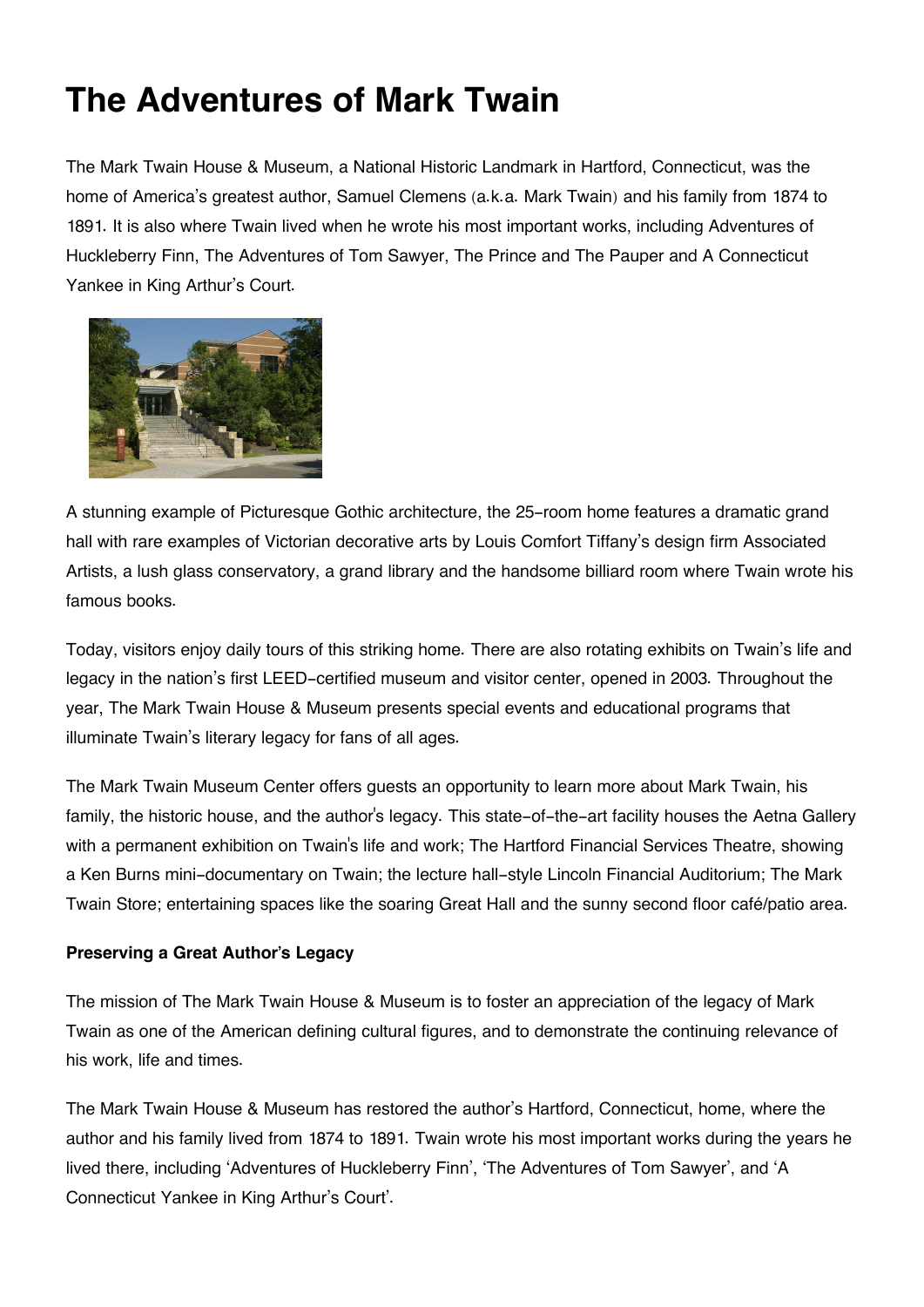# The Adventures of Mark Twain

The Mark Twain House & Museum, a National Historic Landmark in Hartford, Connecticut, was the home of America's greatest author, Samuel Clemens (a.k.a. Mark Twain) and his family from 1874 to 1891. It is also where Twain lived when he wrote his most important works, including Adventures of Huckleberry Finn, The Adventures of Tom Sawyer, The Prince and The Pauper and A Connecticut Yankee in King Arthur's Court.

A stunning example of Picturesque Gothic architecture, the 25-room home features a dramatic grand hall with rare examples of Victorian decorative arts by Louis Comfort Tiffany's design firm Associated Artists, a lush glass conservatory, a grand library and the handsome billiard room where Twain wrote his famous books.

Today, visitors enjoy daily tours of this striking home. There are also rotating exhibits on Twain's life and legacy in the nation's first LEED-certified museum and visitor center, opened in 2003. Throughout the year, The Mark Twain House & Museum presents special events and educational programs that illuminate Twain's literary legacy for fans of all ages.

The Mark Twain Museum Center offers guests an opportunity to learn more about Mark Twain, his family, the historic house, and the author's legacy. This state-of-the-art facility houses the Aetna Gallery with a permanent exhibition on Twain's life and work; The Hartford Financial Services Theatre, showing a Ken Burns mini-documentary on Twain; the lecture hall-style Lincoln Financial Auditorium; The Mark Twain Store; entertaining spaces like the soaring Great Hall and the sunny second floor café/patio area.

**Preserving a Great Author's Legacy**

The mission of The Mark Twain House & Museum is to foster an appreciation of the legacy of Mark Twain as one of the American defining cultural figures, and to demonstrate the continuing relevance of his work, life and times.

The Mark Twain House & Museum has restored the author's Hartford, Connecticut, home, where the author and his family lived from 1874 to 1891. Twain wrote his most important works during the years he lived there, including 'Adventures of Huckleberry Finn', 'The Adventures of Tom Sawyer', and 'A Connecticut Yankee in King Arthur's Court'.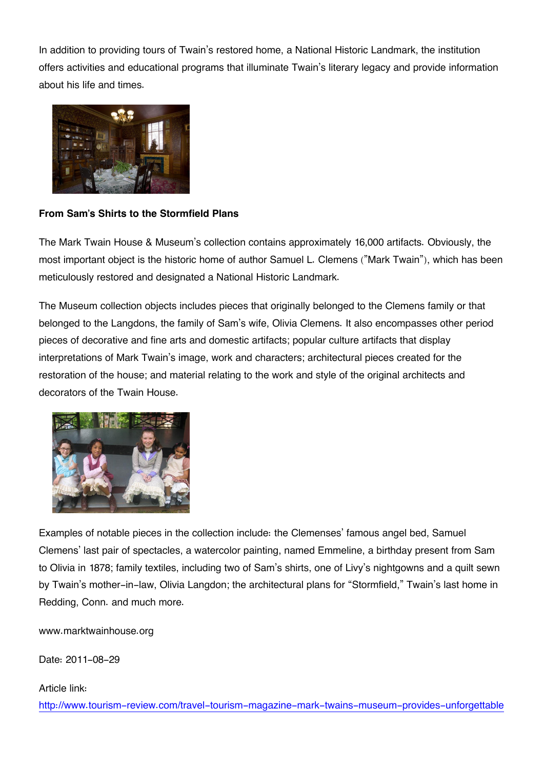In addition to providing tours of Twain's restored home, a National Historic Landmark, the institution offers activities and educational programs that illuminate Twain's literary legacy and provide information about his life and times.

**From Sam's Shirts to the Stormfield Plans**

The Mark Twain House & Museum's collection contains approximately 16,000 artifacts. Obviously, the most important object is the historic home of author Samuel L. Clemens ("Mark Twain"), which has been meticulously restored and designated a National Historic Landmark.

The Museum collection objects includes pieces that originally belonged to the Clemens family or that belonged to the Langdons, the family of Sam's wife, Olivia Clemens. It also encompasses other period pieces of decorative and fine arts and domestic artifacts; popular culture artifacts that display interpretations of Mark Twain's image, work and characters; architectural pieces created for the restoration of the house; and material relating to the work and style of the original architects and decorators of the Twain House.

Examples of notable pieces in the collection include: the Clemenses' famous angel bed, Samuel Clemens' last pair of spectacles, a watercolor painting, named Emmeline, a birthday present from Sam to Olivia in 1878; family textiles, including two of Sam's shirts, one of Livy's nightgowns and a quilt sewn by Twain's mother-in-law, Olivia Langdon; the architectural plans for "Stormfield," Twain's last home in Redding, Conn. and much more.

www.marktwainhouse.org

Date: 2011-08-29

Article link:
http://www.tourism-review.com/travel-tourism-magazine-mark-twains-museum-provides-unforgettable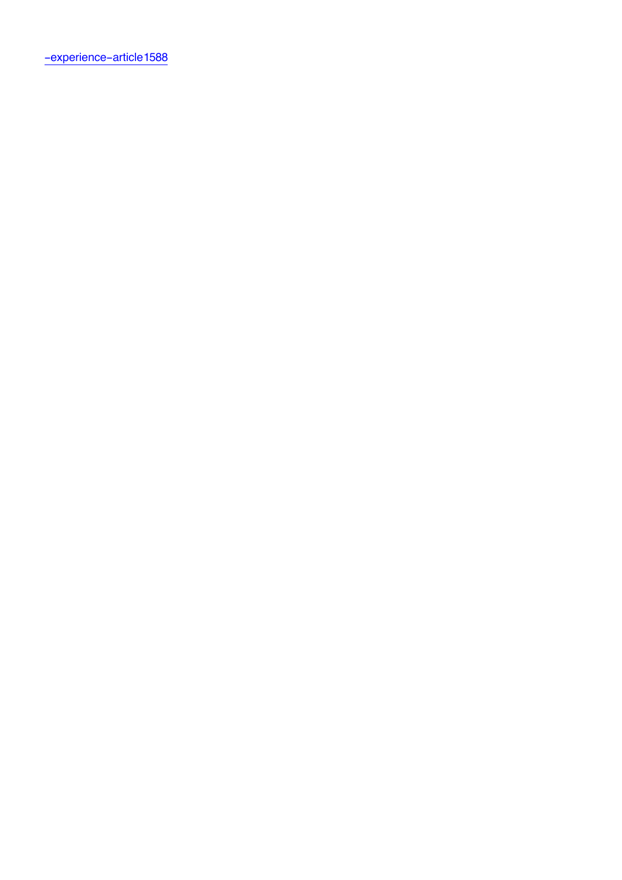-experience-article1588